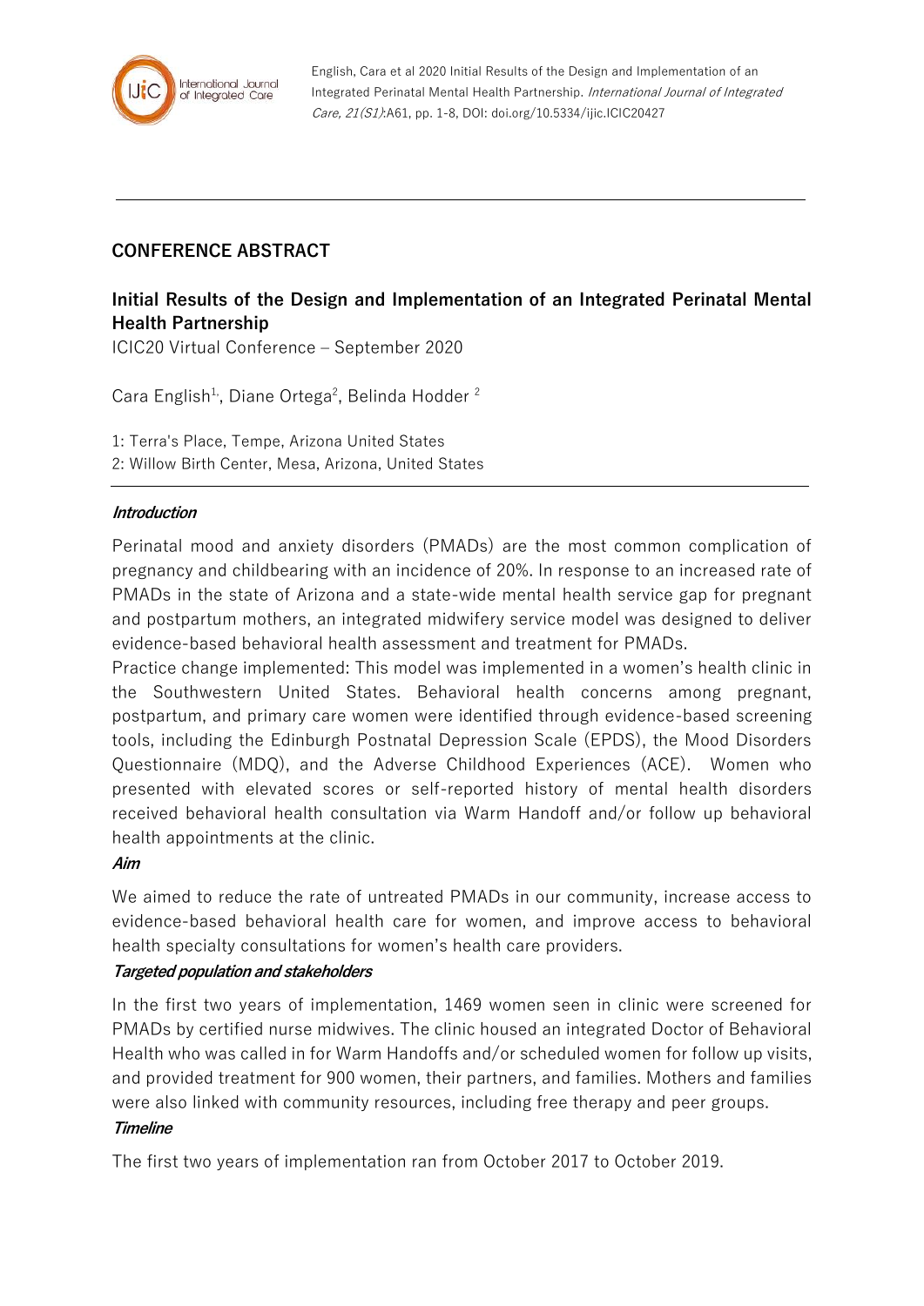English, Cara et al 2020 Initial Results of the Design and Implementation of an Integrated Perinatal Mental Health Partnership. *International Journal of Integrated Care, 21(S1)*:A61, pp. 1-8, DOI: doi.org/10.5334/ijic.ICIC20427

---

## CONFERENCE ABSTRACT

# Initial Results of the Design and Implementation of an Integrated Perinatal Mental Health Partnership

ICIC20 Virtual Conference – September 2020

Cara English[1], Diane Ortega[2], Belinda Hodder[2]

1: Terra's Place, Tempe, Arizona United States
2: Willow Birth Center, Mesa, Arizona, United States

---

### *Introduction*

Perinatal mood and anxiety disorders (PMADs) are the most common complication of pregnancy and childbearing with an incidence of 20%. In response to an increased rate of PMADs in the state of Arizona and a state-wide mental health service gap for pregnant and postpartum mothers, an integrated midwifery service model was designed to deliver evidence-based behavioral health assessment and treatment for PMADs.

Practice change implemented: This model was implemented in a women's health clinic in the Southwestern United States. Behavioral health concerns among pregnant, postpartum, and primary care women were identified through evidence-based screening tools, including the Edinburgh Postnatal Depression Scale (EPDS), the Mood Disorders Questionnaire (MDQ), and the Adverse Childhood Experiences (ACE). Women who presented with elevated scores or self-reported history of mental health disorders received behavioral health consultation via Warm Handoff and/or follow up behavioral health appointments at the clinic.

### *Aim*

We aimed to reduce the rate of untreated PMADs in our community, increase access to evidence-based behavioral health care for women, and improve access to behavioral health specialty consultations for women's health care providers.

### *Targeted population and stakeholders*

In the first two years of implementation, 1469 women seen in clinic were screened for PMADs by certified nurse midwives. The clinic housed an integrated Doctor of Behavioral Health who was called in for Warm Handoffs and/or scheduled women for follow up visits, and provided treatment for 900 women, their partners, and families. Mothers and families were also linked with community resources, including free therapy and peer groups.

### *Timeline*

The first two years of implementation ran from October 2017 to October 2019.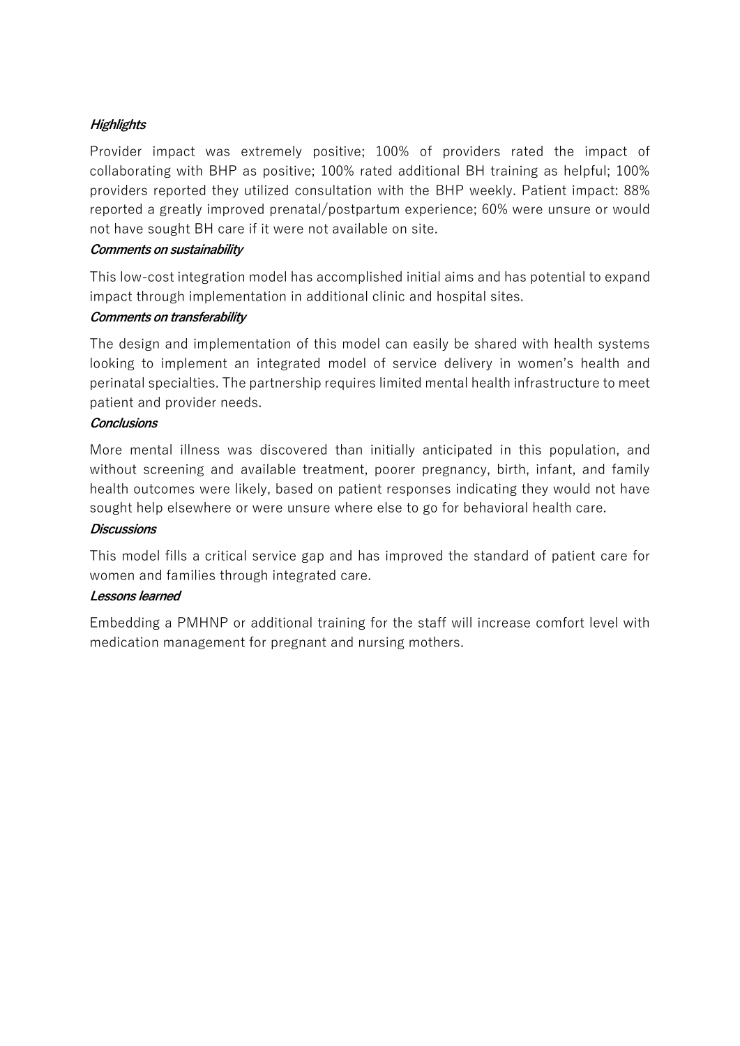### *Highlights*

Provider impact was extremely positive; 100% of providers rated the impact of collaborating with BHP as positive; 100% rated additional BH training as helpful; 100% providers reported they utilized consultation with the BHP weekly. Patient impact: 88% reported a greatly improved prenatal/postpartum experience; 60% were unsure or would not have sought BH care if it were not available on site.

### *Comments on sustainability*

This low-cost integration model has accomplished initial aims and has potential to expand impact through implementation in additional clinic and hospital sites.

### *Comments on transferability*

The design and implementation of this model can easily be shared with health systems looking to implement an integrated model of service delivery in women's health and perinatal specialties. The partnership requires limited mental health infrastructure to meet patient and provider needs.

### *Conclusions*

More mental illness was discovered than initially anticipated in this population, and without screening and available treatment, poorer pregnancy, birth, infant, and family health outcomes were likely, based on patient responses indicating they would not have sought help elsewhere or were unsure where else to go for behavioral health care.

### *Discussions*

This model fills a critical service gap and has improved the standard of patient care for women and families through integrated care.

### *Lessons learned*

Embedding a PMHNP or additional training for the staff will increase comfort level with medication management for pregnant and nursing mothers.